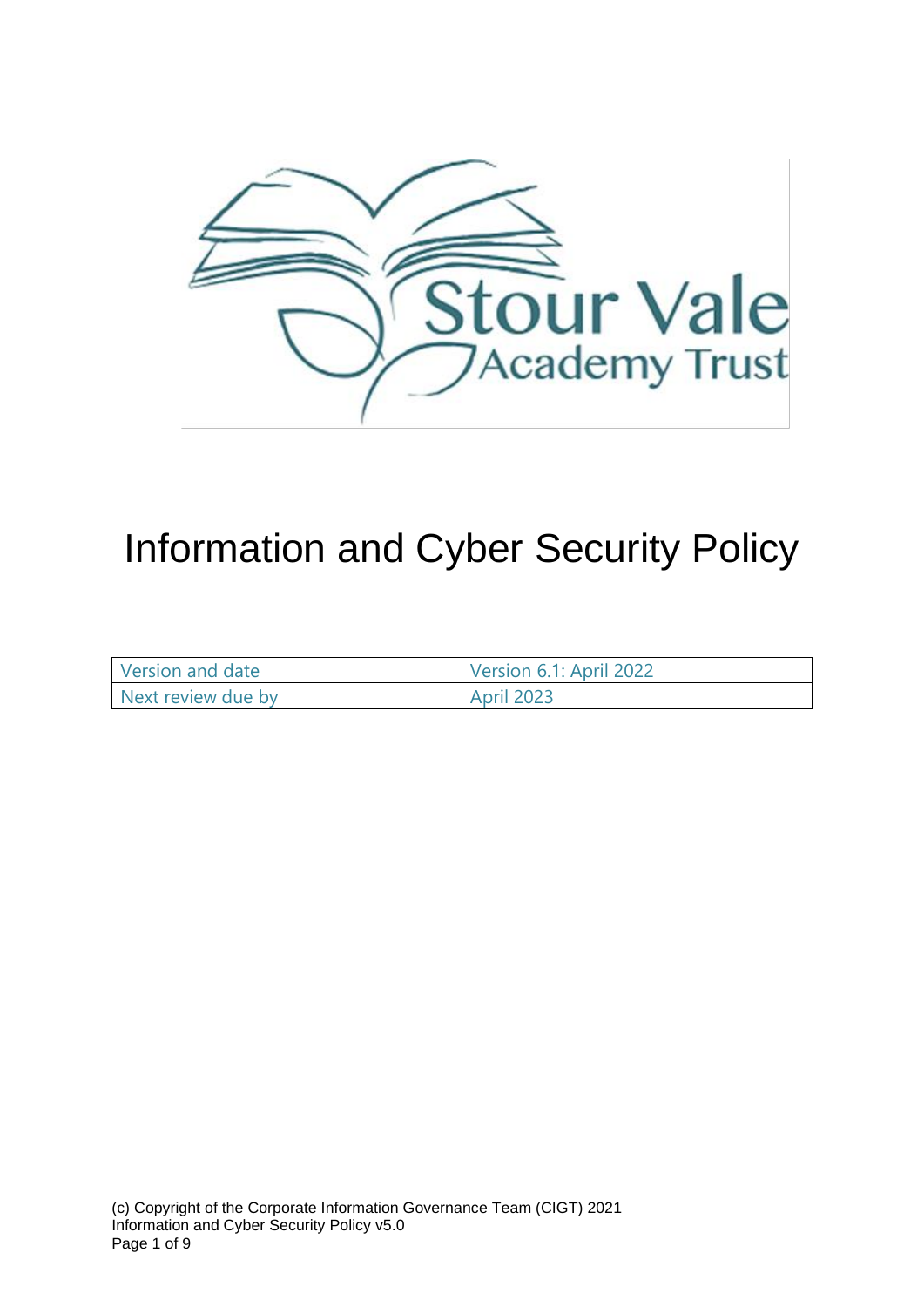# Information and Cyber Security Policy

| Version and date | Version 6.1: April 2022 |
|---|---|
| Next review due by | April 2023 |

(c) Copyright of the Corporate Information Governance Team (CIGT) 2021
Information and Cyber Security Policy v5.0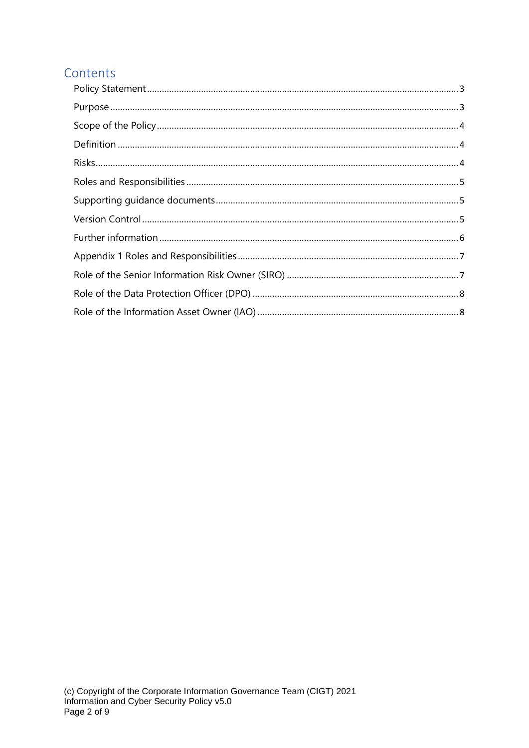## Contents

- Policy Statement ........ 3
- Purpose ........ 3
- Scope of the Policy ........ 4
- Definition ........ 4
- Risks ........ 4
- Roles and Responsibilities ........ 5
- Supporting guidance documents ........ 5
- Version Control ........ 5
- Further information ........ 6
- Appendix 1 Roles and Responsibilities ........ 7
- Role of the Senior Information Risk Owner (SIRO) ........ 7
- Role of the Data Protection Officer (DPO) ........ 8
- Role of the Information Asset Owner (IAO) ........ 8

(c) Copyright of the Corporate Information Governance Team (CIGT) 2021
Information and Cyber Security Policy v5.0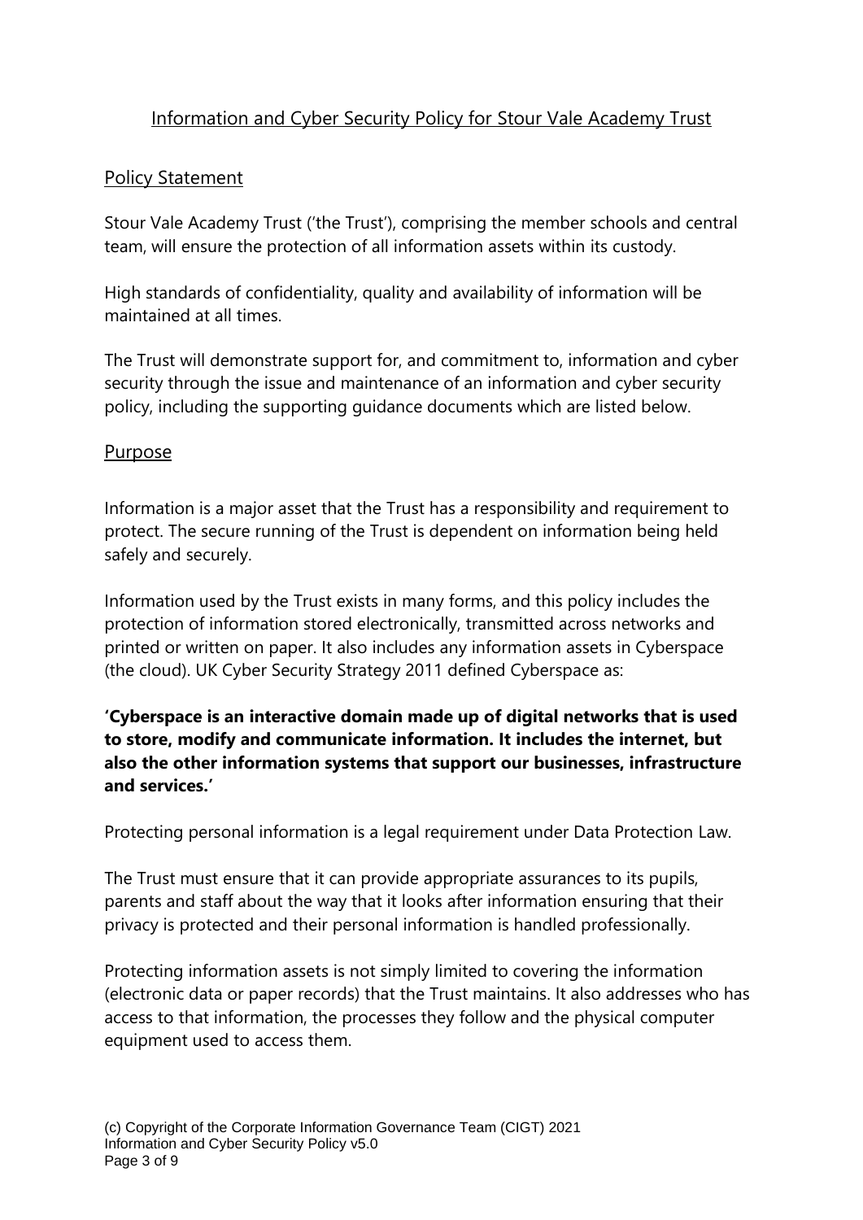# Information and Cyber Security Policy for Stour Vale Academy Trust

## Policy Statement

Stour Vale Academy Trust ('the Trust'), comprising the member schools and central team, will ensure the protection of all information assets within its custody.

High standards of confidentiality, quality and availability of information will be maintained at all times.

The Trust will demonstrate support for, and commitment to, information and cyber security through the issue and maintenance of an information and cyber security policy, including the supporting guidance documents which are listed below.

## Purpose

Information is a major asset that the Trust has a responsibility and requirement to protect. The secure running of the Trust is dependent on information being held safely and securely.

Information used by the Trust exists in many forms, and this policy includes the protection of information stored electronically, transmitted across networks and printed or written on paper. It also includes any information assets in Cyberspace (the cloud). UK Cyber Security Strategy 2011 defined Cyberspace as:

**'Cyberspace is an interactive domain made up of digital networks that is used to store, modify and communicate information. It includes the internet, but also the other information systems that support our businesses, infrastructure and services.'**

Protecting personal information is a legal requirement under Data Protection Law.

The Trust must ensure that it can provide appropriate assurances to its pupils, parents and staff about the way that it looks after information ensuring that their privacy is protected and their personal information is handled professionally.

Protecting information assets is not simply limited to covering the information (electronic data or paper records) that the Trust maintains. It also addresses who has access to that information, the processes they follow and the physical computer equipment used to access them.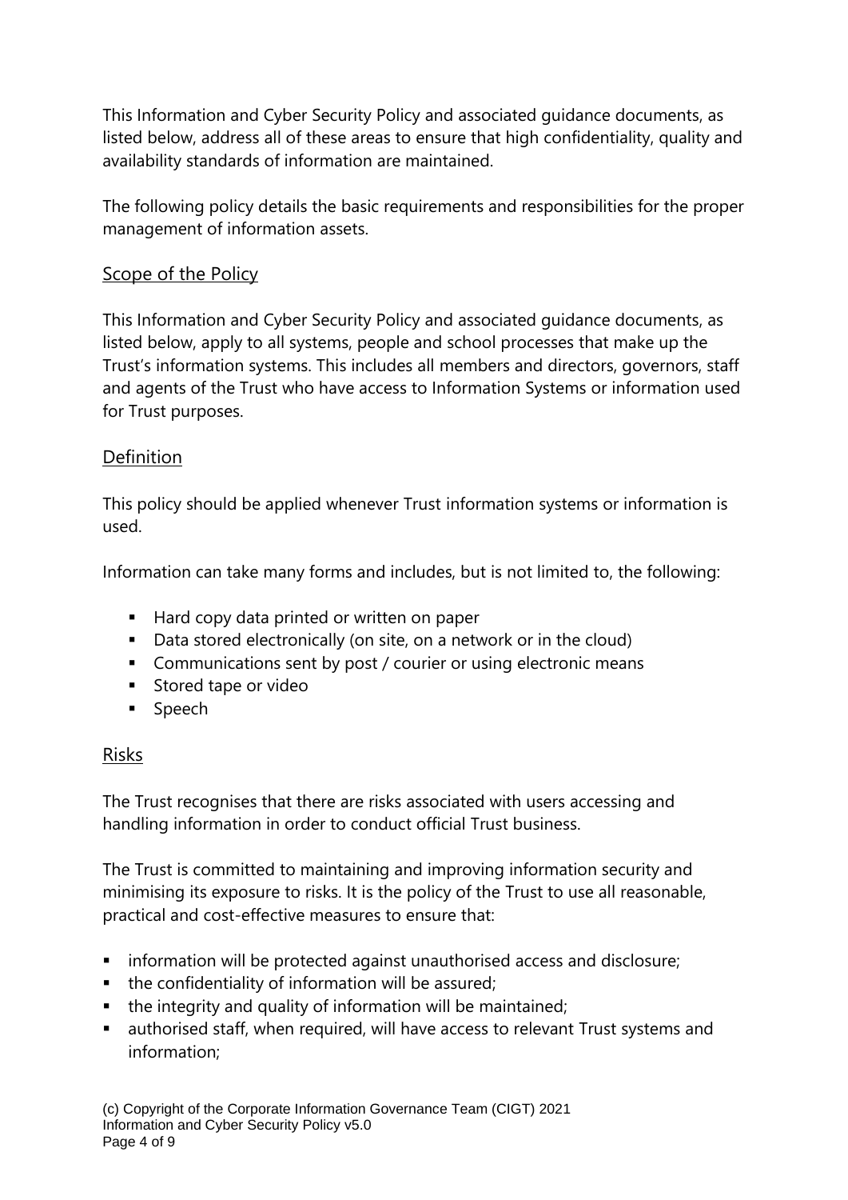This Information and Cyber Security Policy and associated guidance documents, as listed below, address all of these areas to ensure that high confidentiality, quality and availability standards of information are maintained.

The following policy details the basic requirements and responsibilities for the proper management of information assets.

## Scope of the Policy

This Information and Cyber Security Policy and associated guidance documents, as listed below, apply to all systems, people and school processes that make up the Trust's information systems. This includes all members and directors, governors, staff and agents of the Trust who have access to Information Systems or information used for Trust purposes.

## Definition

This policy should be applied whenever Trust information systems or information is used.

Information can take many forms and includes, but is not limited to, the following:

- Hard copy data printed or written on paper
- Data stored electronically (on site, on a network or in the cloud)
- Communications sent by post / courier or using electronic means
- Stored tape or video
- Speech

## Risks

The Trust recognises that there are risks associated with users accessing and handling information in order to conduct official Trust business.

The Trust is committed to maintaining and improving information security and minimising its exposure to risks. It is the policy of the Trust to use all reasonable, practical and cost-effective measures to ensure that:

- information will be protected against unauthorised access and disclosure;
- the confidentiality of information will be assured;
- the integrity and quality of information will be maintained;
- authorised staff, when required, will have access to relevant Trust systems and information;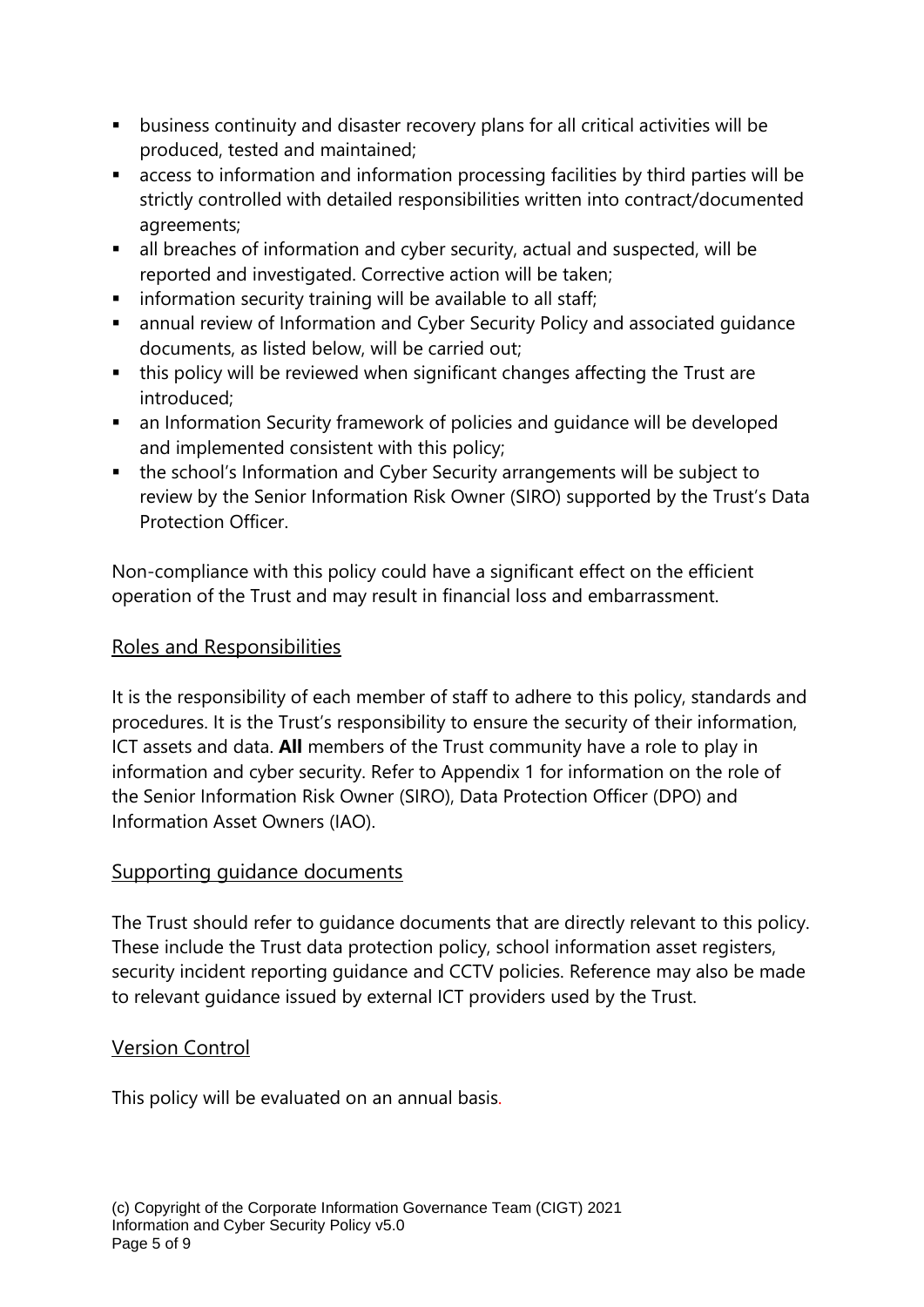- business continuity and disaster recovery plans for all critical activities will be produced, tested and maintained;
- access to information and information processing facilities by third parties will be strictly controlled with detailed responsibilities written into contract/documented agreements;
- all breaches of information and cyber security, actual and suspected, will be reported and investigated. Corrective action will be taken;
- information security training will be available to all staff;
- annual review of Information and Cyber Security Policy and associated guidance documents, as listed below, will be carried out;
- this policy will be reviewed when significant changes affecting the Trust are introduced;
- an Information Security framework of policies and guidance will be developed and implemented consistent with this policy;
- the school's Information and Cyber Security arrangements will be subject to review by the Senior Information Risk Owner (SIRO) supported by the Trust's Data Protection Officer.

Non-compliance with this policy could have a significant effect on the efficient operation of the Trust and may result in financial loss and embarrassment.

## Roles and Responsibilities

It is the responsibility of each member of staff to adhere to this policy, standards and procedures. It is the Trust's responsibility to ensure the security of their information, ICT assets and data. **All** members of the Trust community have a role to play in information and cyber security. Refer to Appendix 1 for information on the role of the Senior Information Risk Owner (SIRO), Data Protection Officer (DPO) and Information Asset Owners (IAO).

## Supporting guidance documents

The Trust should refer to guidance documents that are directly relevant to this policy. These include the Trust data protection policy, school information asset registers, security incident reporting guidance and CCTV policies. Reference may also be made to relevant guidance issued by external ICT providers used by the Trust.

## Version Control

This policy will be evaluated on an annual basis.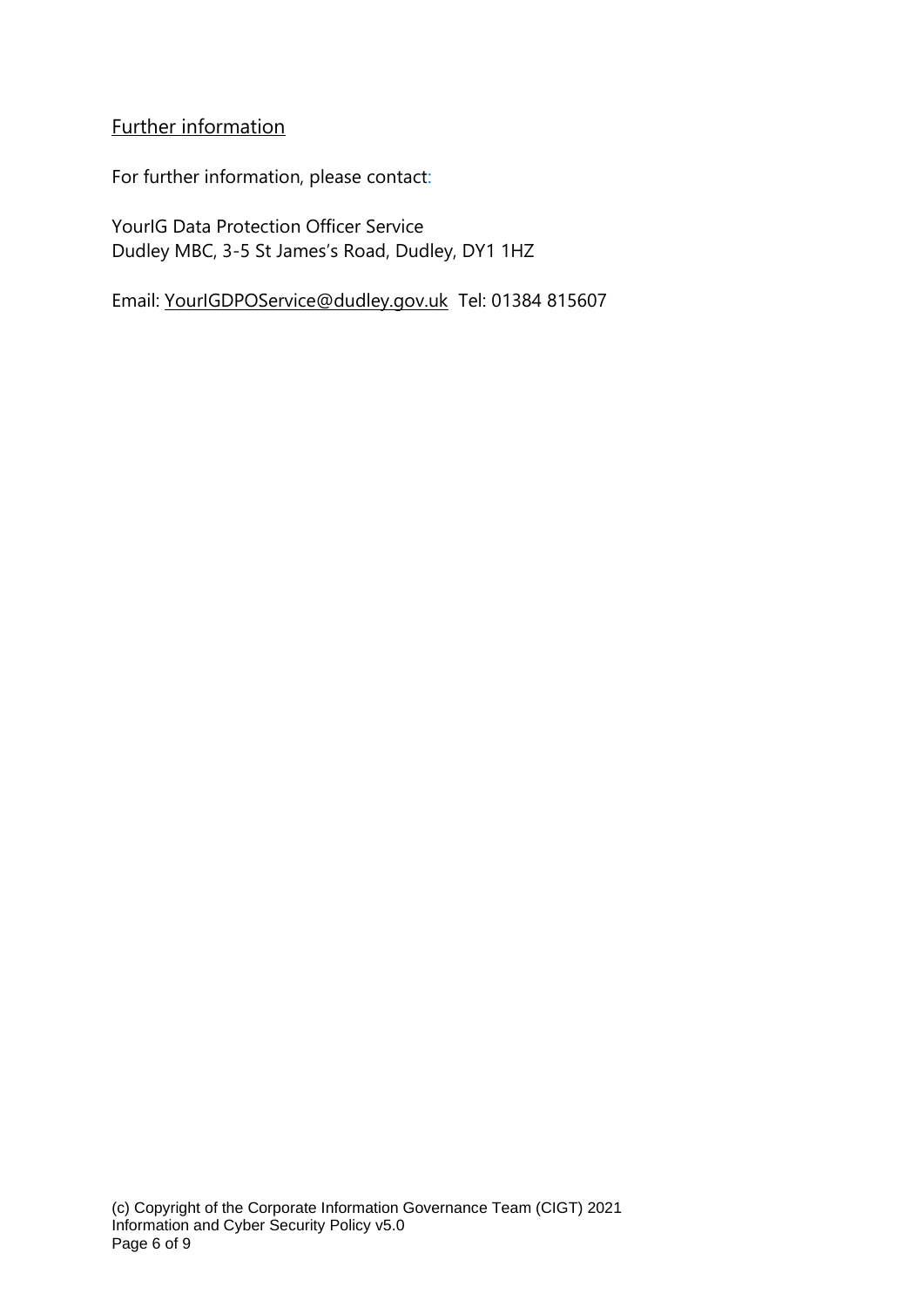## Further information

For further information, please contact:

YourIG Data Protection Officer Service
Dudley MBC, 3-5 St James's Road, Dudley, DY1 1HZ

Email: YourIGDPOService@dudley.gov.uk Tel: 01384 815607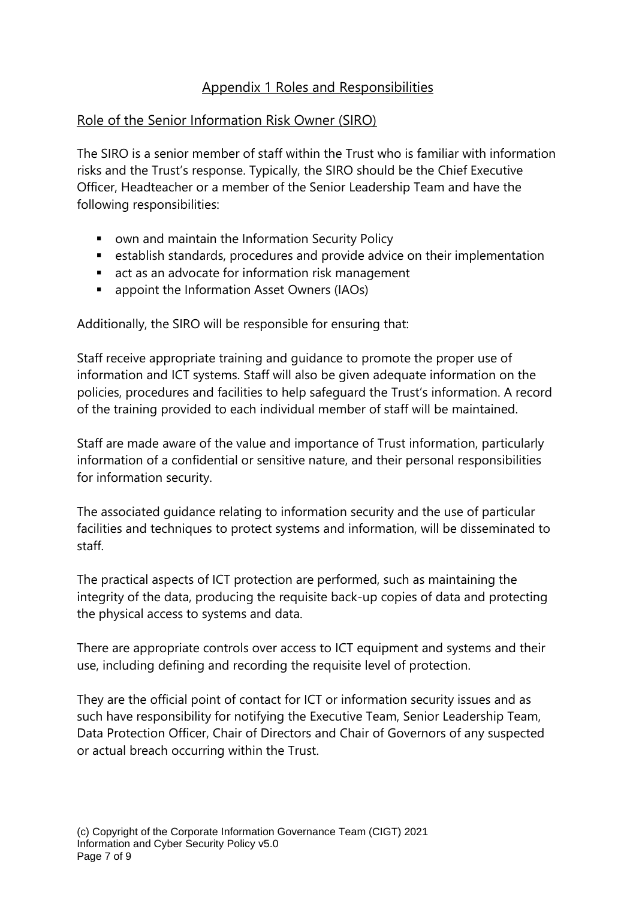# Appendix 1 Roles and Responsibilities

## Role of the Senior Information Risk Owner (SIRO)

The SIRO is a senior member of staff within the Trust who is familiar with information risks and the Trust's response. Typically, the SIRO should be the Chief Executive Officer, Headteacher or a member of the Senior Leadership Team and have the following responsibilities:

- own and maintain the Information Security Policy
- establish standards, procedures and provide advice on their implementation
- act as an advocate for information risk management
- appoint the Information Asset Owners (IAOs)

Additionally, the SIRO will be responsible for ensuring that:

Staff receive appropriate training and guidance to promote the proper use of information and ICT systems. Staff will also be given adequate information on the policies, procedures and facilities to help safeguard the Trust's information. A record of the training provided to each individual member of staff will be maintained.

Staff are made aware of the value and importance of Trust information, particularly information of a confidential or sensitive nature, and their personal responsibilities for information security.

The associated guidance relating to information security and the use of particular facilities and techniques to protect systems and information, will be disseminated to staff.

The practical aspects of ICT protection are performed, such as maintaining the integrity of the data, producing the requisite back-up copies of data and protecting the physical access to systems and data.

There are appropriate controls over access to ICT equipment and systems and their use, including defining and recording the requisite level of protection.

They are the official point of contact for ICT or information security issues and as such have responsibility for notifying the Executive Team, Senior Leadership Team, Data Protection Officer, Chair of Directors and Chair of Governors of any suspected or actual breach occurring within the Trust.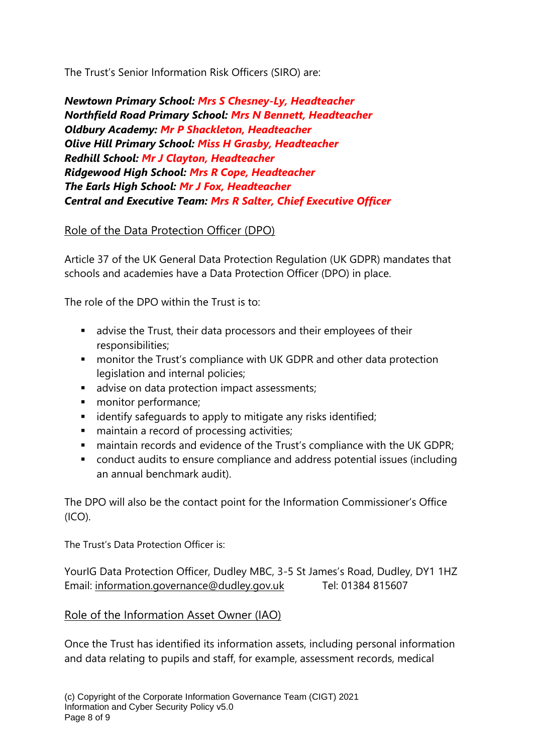The Trust's Senior Information Risk Officers (SIRO) are:

***Newtown Primary School:* *Mrs S Chesney-Ly, Headteacher***
***Northfield Road Primary School:* *Mrs N Bennett, Headteacher***
***Oldbury Academy:* *Mr P Shackleton, Headteacher***
***Olive Hill Primary School:* *Miss H Grasby, Headteacher***
***Redhill School:* *Mr J Clayton, Headteacher***
***Ridgewood High School:* *Mrs R Cope, Headteacher***
***The Earls High School:* *Mr J Fox, Headteacher***
***Central and Executive Team:* *Mrs R Salter, Chief Executive Officer***

## Role of the Data Protection Officer (DPO)

Article 37 of the UK General Data Protection Regulation (UK GDPR) mandates that schools and academies have a Data Protection Officer (DPO) in place.

The role of the DPO within the Trust is to:

- advise the Trust, their data processors and their employees of their responsibilities;
- monitor the Trust's compliance with UK GDPR and other data protection legislation and internal policies;
- advise on data protection impact assessments;
- monitor performance;
- identify safeguards to apply to mitigate any risks identified;
- maintain a record of processing activities;
- maintain records and evidence of the Trust's compliance with the UK GDPR;
- conduct audits to ensure compliance and address potential issues (including an annual benchmark audit).

The DPO will also be the contact point for the Information Commissioner's Office (ICO).

The Trust's Data Protection Officer is:

YourIG Data Protection Officer, Dudley MBC, 3-5 St James's Road, Dudley, DY1 1HZ
Email: information.governance@dudley.gov.uk Tel: 01384 815607

## Role of the Information Asset Owner (IAO)

Once the Trust has identified its information assets, including personal information and data relating to pupils and staff, for example, assessment records, medical

(c) Copyright of the Corporate Information Governance Team (CIGT) 2021
Information and Cyber Security Policy v5.0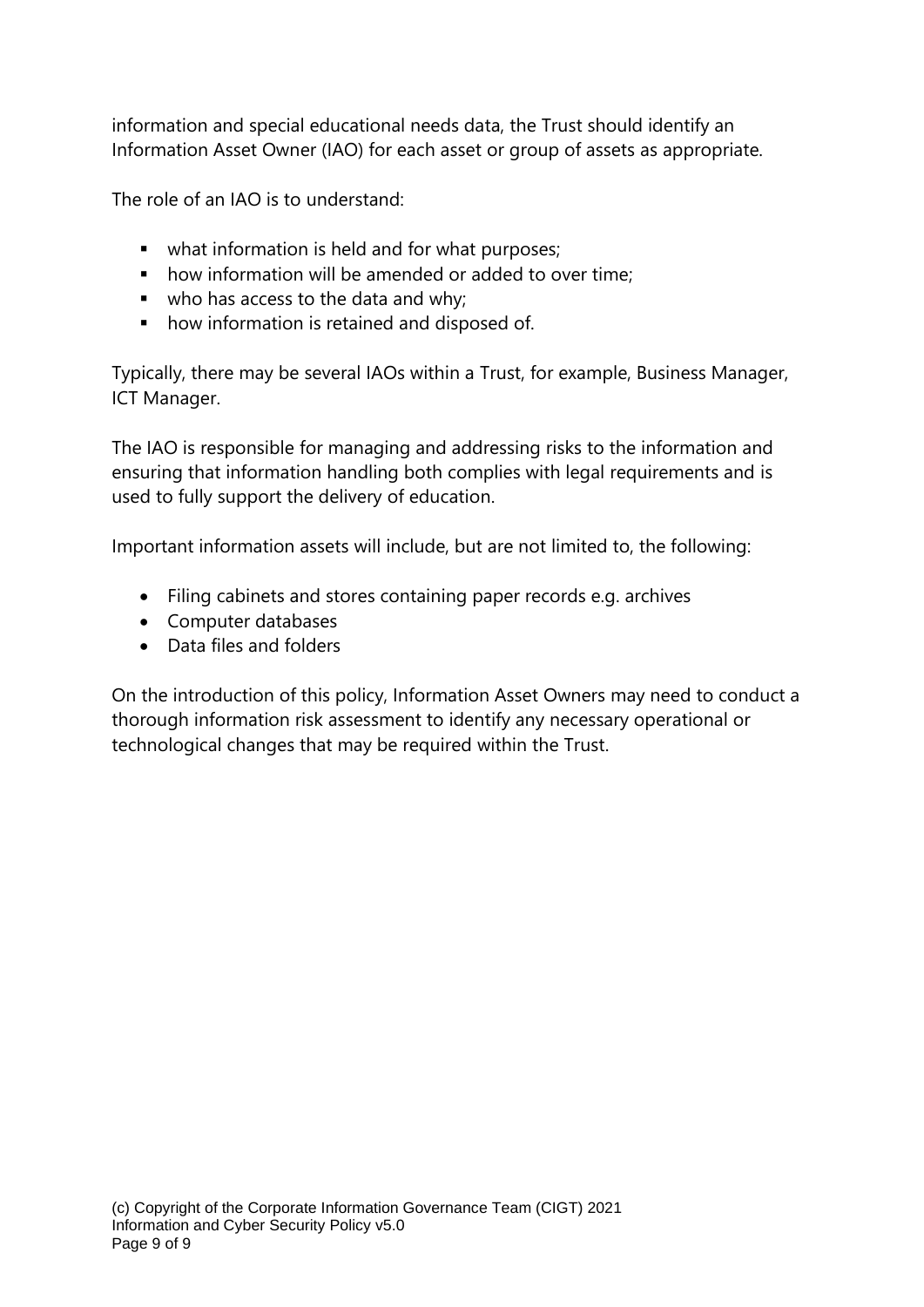information and special educational needs data, the Trust should identify an Information Asset Owner (IAO) for each asset or group of assets as appropriate.

The role of an IAO is to understand:

- what information is held and for what purposes;
- how information will be amended or added to over time;
- who has access to the data and why;
- how information is retained and disposed of.

Typically, there may be several IAOs within a Trust, for example, Business Manager, ICT Manager.

The IAO is responsible for managing and addressing risks to the information and ensuring that information handling both complies with legal requirements and is used to fully support the delivery of education.

Important information assets will include, but are not limited to, the following:

- Filing cabinets and stores containing paper records e.g. archives
- Computer databases
- Data files and folders

On the introduction of this policy, Information Asset Owners may need to conduct a thorough information risk assessment to identify any necessary operational or technological changes that may be required within the Trust.